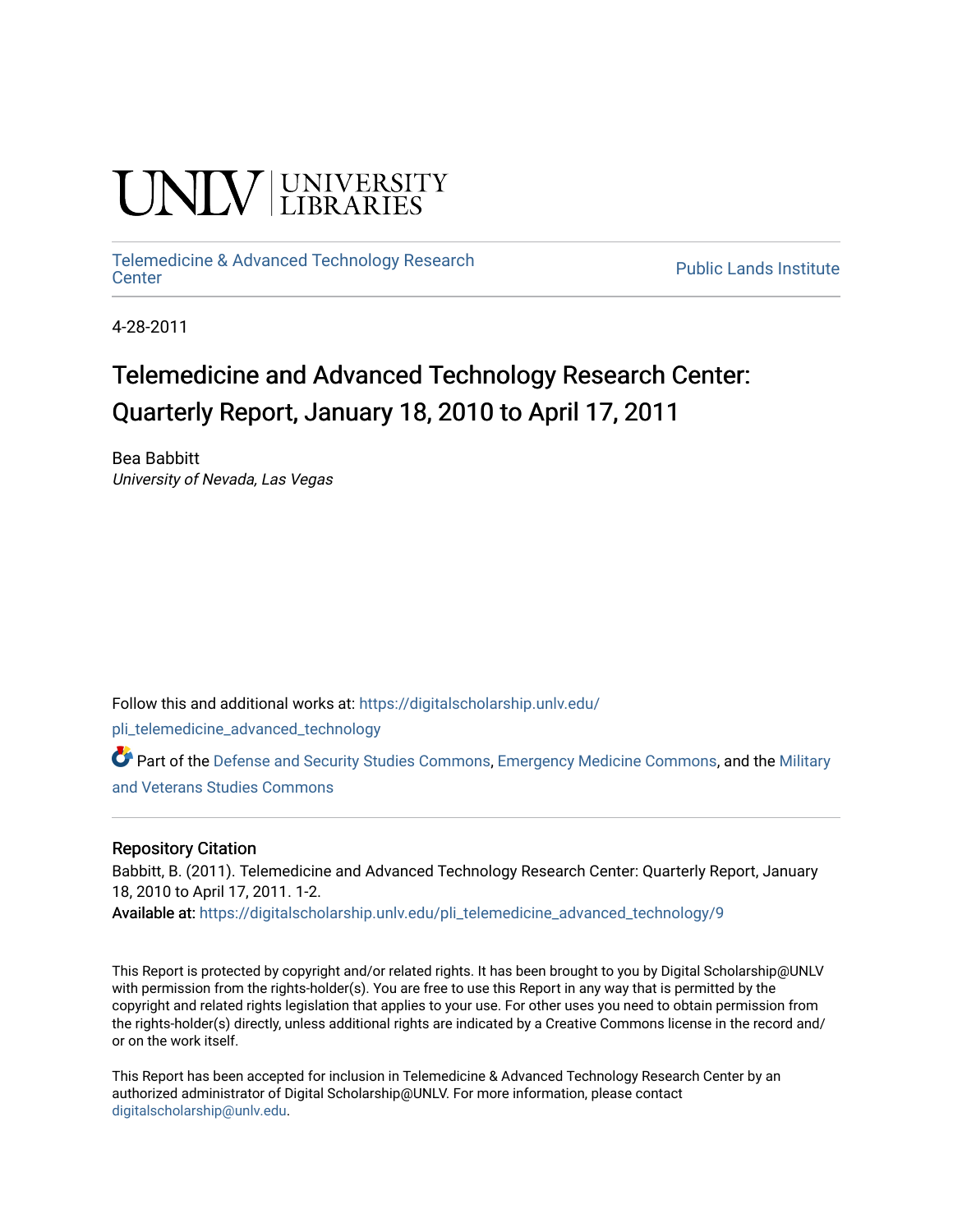UNLV | UNIVERSITY LIBRARIES

Telemedicine & Advanced Technology Research Center

Public Lands Institute

4-28-2011

# Telemedicine and Advanced Technology Research Center: Quarterly Report, January 18, 2010 to April 17, 2011

Bea Babbitt
*University of Nevada, Las Vegas*

Follow this and additional works at: https://digitalscholarship.unlv.edu/pli_telemedicine_advanced_technology

Part of the Defense and Security Studies Commons, Emergency Medicine Commons, and the Military and Veterans Studies Commons

### Repository Citation

Babbitt, B. (2011). Telemedicine and Advanced Technology Research Center: Quarterly Report, January 18, 2010 to April 17, 2011. 1-2.

**Available at:** https://digitalscholarship.unlv.edu/pli_telemedicine_advanced_technology/9

This Report is protected by copyright and/or related rights. It has been brought to you by Digital Scholarship@UNLV with permission from the rights-holder(s). You are free to use this Report in any way that is permitted by the copyright and related rights legislation that applies to your use. For other uses you need to obtain permission from the rights-holder(s) directly, unless additional rights are indicated by a Creative Commons license in the record and/or on the work itself.

This Report has been accepted for inclusion in Telemedicine & Advanced Technology Research Center by an authorized administrator of Digital Scholarship@UNLV. For more information, please contact digitalscholarship@unlv.edu.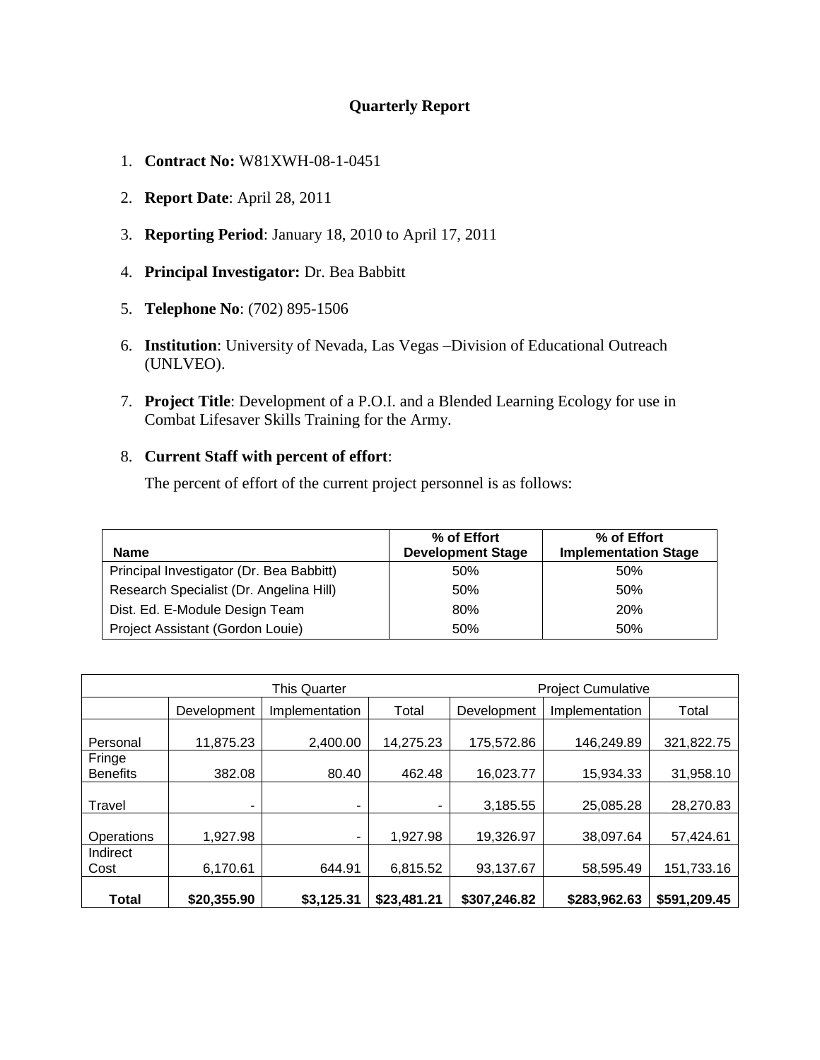### Quarterly Report

1. **Contract No:** W81XWH-08-1-0451
2. **Report Date**: April 28, 2011
3. **Reporting Period**: January 18, 2010 to April 17, 2011
4. **Principal Investigator:** Dr. Bea Babbitt
5. **Telephone No**: (702) 895-1506
6. **Institution**: University of Nevada, Las Vegas –Division of Educational Outreach (UNLVEO).
7. **Project Title**: Development of a P.O.I. and a Blended Learning Ecology for use in Combat Lifesaver Skills Training for the Army.
8. **Current Staff with percent of effort**:

   The percent of effort of the current project personnel is as follows:

| Name | % of Effort Development Stage | % of Effort Implementation Stage |
|---|---|---|
| Principal Investigator (Dr. Bea Babbitt) | 50% | 50% |
| Research Specialist (Dr. Angelina Hill) | 50% | 50% |
| Dist. Ed. E-Module Design Team | 80% | 20% |
| Project Assistant (Gordon Louie) | 50% | 50% |

| | This Quarter | | | Project Cumulative | | |
|---|---|---|---|---|---|---|
| | Development | Implementation | Total | Development | Implementation | Total |
| Personal | 11,875.23 | 2,400.00 | 14,275.23 | 175,572.86 | 146,249.89 | 321,822.75 |
| Fringe Benefits | 382.08 | 80.40 | 462.48 | 16,023.77 | 15,934.33 | 31,958.10 |
| Travel | - | - | - | 3,185.55 | 25,085.28 | 28,270.83 |
| Operations | 1,927.98 | - | 1,927.98 | 19,326.97 | 38,097.64 | 57,424.61 |
| Indirect Cost | 6,170.61 | 644.91 | 6,815.52 | 93,137.67 | 58,595.49 | 151,733.16 |
| **Total** | **$20,355.90** | **$3,125.31** | **$23,481.21** | **$307,246.82** | **$283,962.63** | **$591,209.45** |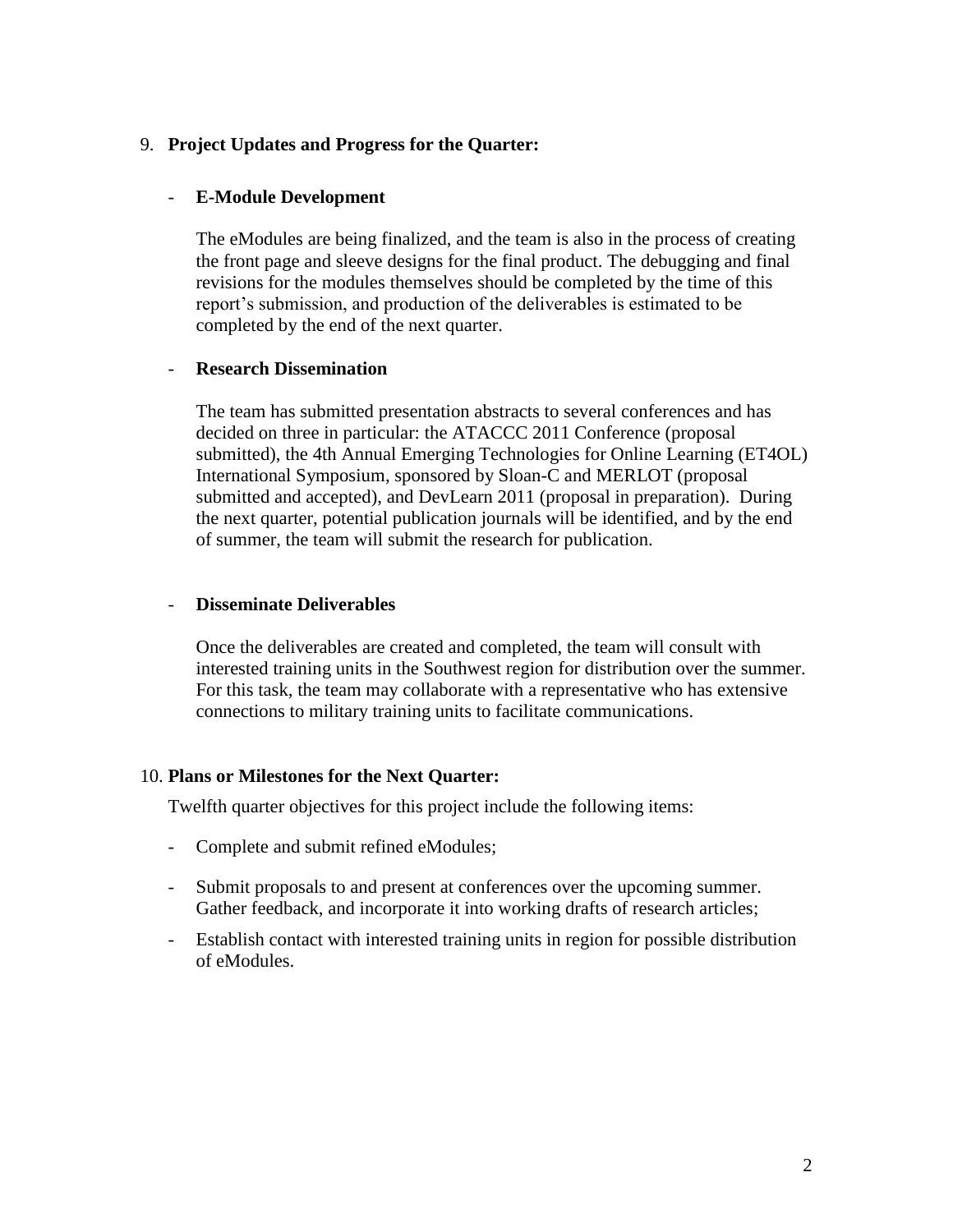9. **Project Updates and Progress for the Quarter:**

- **E-Module Development**

  The eModules are being finalized, and the team is also in the process of creating the front page and sleeve designs for the final product. The debugging and final revisions for the modules themselves should be completed by the time of this report's submission, and production of the deliverables is estimated to be completed by the end of the next quarter.

- **Research Dissemination**

  The team has submitted presentation abstracts to several conferences and has decided on three in particular: the ATACCC 2011 Conference (proposal submitted), the 4th Annual Emerging Technologies for Online Learning (ET4OL) International Symposium, sponsored by Sloan-C and MERLOT (proposal submitted and accepted), and DevLearn 2011 (proposal in preparation). During the next quarter, potential publication journals will be identified, and by the end of summer, the team will submit the research for publication.

- **Disseminate Deliverables**

  Once the deliverables are created and completed, the team will consult with interested training units in the Southwest region for distribution over the summer. For this task, the team may collaborate with a representative who has extensive connections to military training units to facilitate communications.

10. **Plans or Milestones for the Next Quarter:**

Twelfth quarter objectives for this project include the following items:

- Complete and submit refined eModules;
- Submit proposals to and present at conferences over the upcoming summer. Gather feedback, and incorporate it into working drafts of research articles;
- Establish contact with interested training units in region for possible distribution of eModules.